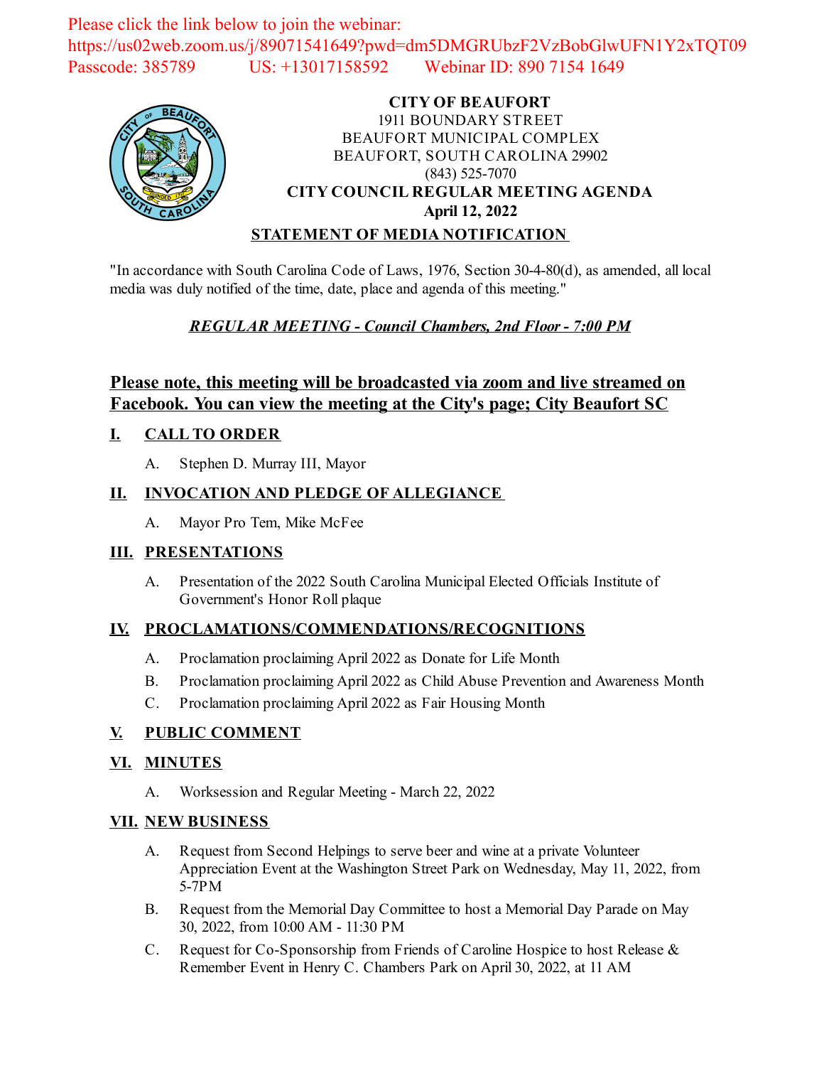Please click the link below to join the webinar:
https://us02web.zoom.us/j/89071541649?pwd=dm5DMGRUbzF2VzBobGlwUFN1Y2xTQT09
Passcode: 385789 US: +13017158592 Webinar ID: 890 7154 1649

**CITY OF BEAUFORT**
1911 BOUNDARY STREET
BEAUFORT MUNICIPAL COMPLEX
BEAUFORT, SOUTH CAROLINA 29902
(843) 525-7070
**CITY COUNCIL REGULAR MEETING AGENDA**
**April 12, 2022**

**STATEMENT OF MEDIA NOTIFICATION**

"In accordance with South Carolina Code of Laws, 1976, Section 30-4-80(d), as amended, all local media was duly notified of the time, date, place and agenda of this meeting."

***REGULAR MEETING - Council Chambers, 2nd Floor - 7:00 PM***

**Please note, this meeting will be broadcasted via zoom and live streamed on Facebook. You can view the meeting at the City's page; City Beaufort SC**

## I. CALL TO ORDER

A. Stephen D. Murray III, Mayor

## II. INVOCATION AND PLEDGE OF ALLEGIANCE

A. Mayor Pro Tem, Mike McFee

## III. PRESENTATIONS

A. Presentation of the 2022 South Carolina Municipal Elected Officials Institute of Government's Honor Roll plaque

## IV. PROCLAMATIONS/COMMENDATIONS/RECOGNITIONS

A. Proclamation proclaiming April 2022 as Donate for Life Month

B. Proclamation proclaiming April 2022 as Child Abuse Prevention and Awareness Month

C. Proclamation proclaiming April 2022 as Fair Housing Month

## V. PUBLIC COMMENT

## VI. MINUTES

A. Worksession and Regular Meeting - March 22, 2022

## VII. NEW BUSINESS

A. Request from Second Helpings to serve beer and wine at a private Volunteer Appreciation Event at the Washington Street Park on Wednesday, May 11, 2022, from 5-7PM

B. Request from the Memorial Day Committee to host a Memorial Day Parade on May 30, 2022, from 10:00 AM - 11:30 PM

C. Request for Co-Sponsorship from Friends of Caroline Hospice to host Release & Remember Event in Henry C. Chambers Park on April 30, 2022, at 11 AM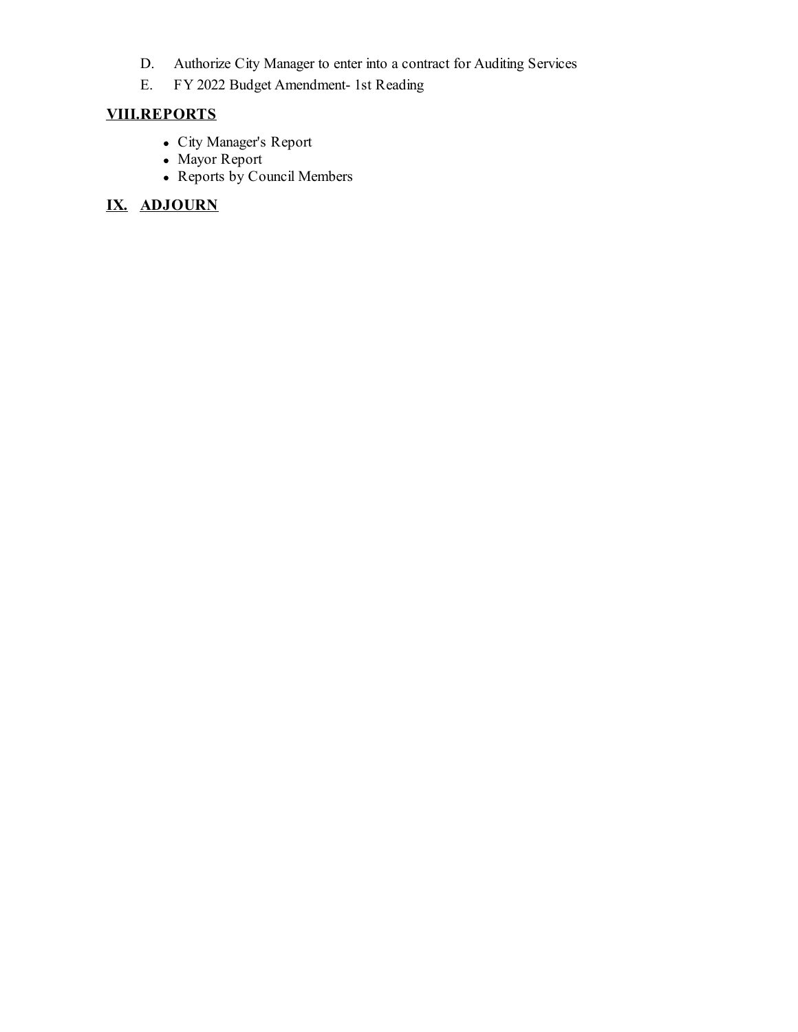D. Authorize City Manager to enter into a contract for Auditing Services

E. FY 2022 Budget Amendment- 1st Reading

## VIII. REPORTS

- City Manager's Report
- Mayor Report
- Reports by Council Members

## IX. ADJOURN